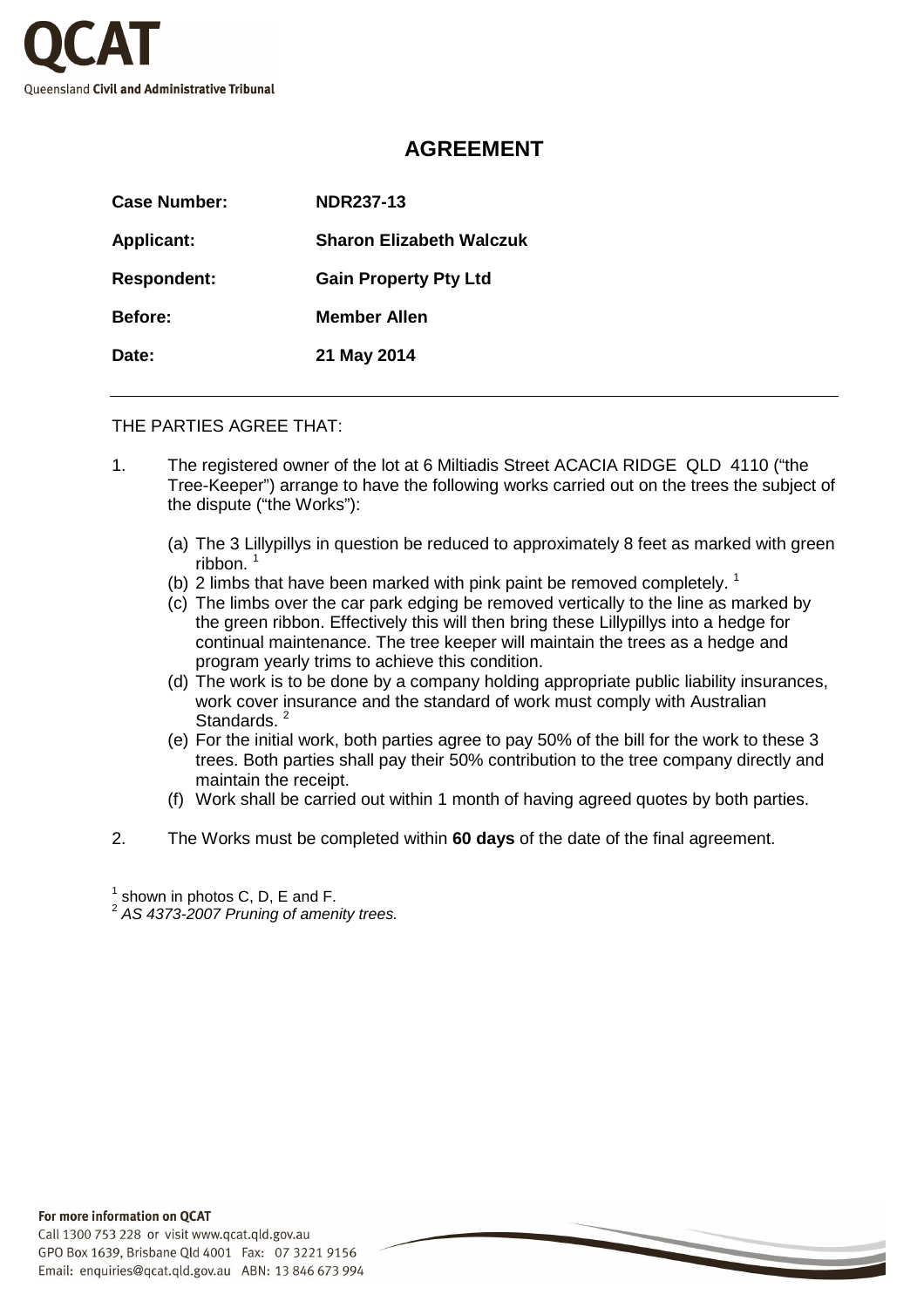QCAT

Queensland Civil and Administrative Tribunal

# AGREEMENT

| | |
|---|---|
| **Case Number:** | **NDR237-13** |
| **Applicant:** | **Sharon Elizabeth Walczuk** |
| **Respondent:** | **Gain Property Pty Ltd** |
| **Before:** | **Member Allen** |
| **Date:** | **21 May 2014** |

---

THE PARTIES AGREE THAT:

1. The registered owner of the lot at 6 Miltiadis Street ACACIA RIDGE QLD 4110 ("the Tree-Keeper") arrange to have the following works carried out on the trees the subject of the dispute ("the Works"):

   (a) The 3 Lillypillys in question be reduced to approximately 8 feet as marked with green ribbon. [1]

   (b) 2 limbs that have been marked with pink paint be removed completely. [1]

   (c) The limbs over the car park edging be removed vertically to the line as marked by the green ribbon. Effectively this will then bring these Lillypillys into a hedge for continual maintenance. The tree keeper will maintain the trees as a hedge and program yearly trims to achieve this condition.

   (d) The work is to be done by a company holding appropriate public liability insurances, work cover insurance and the standard of work must comply with Australian Standards. [2]

   (e) For the initial work, both parties agree to pay 50% of the bill for the work to these 3 trees. Both parties shall pay their 50% contribution to the tree company directly and maintain the receipt.

   (f) Work shall be carried out within 1 month of having agreed quotes by both parties.

2. The Works must be completed within **60 days** of the date of the final agreement.

[1] shown in photos C, D, E and F.

[2] *AS 4373-2007 Pruning of amenity trees.*

**For more information on QCAT**

Call 1300 753 228 or visit www.qcat.qld.gov.au

GPO Box 1639, Brisbane Qld 4001 Fax: 07 3221 9156

Email: enquiries@qcat.qld.gov.au ABN: 13 846 673 994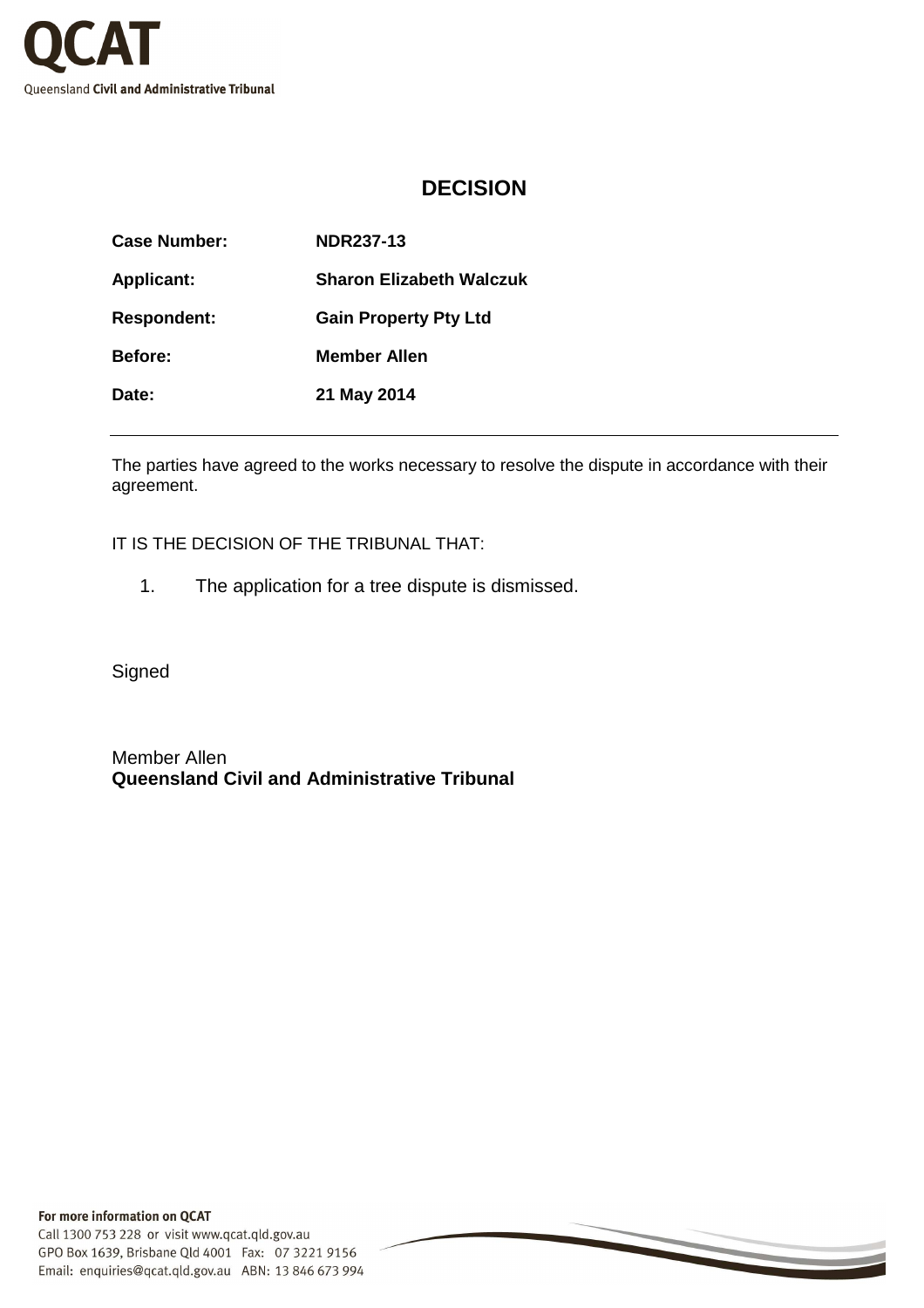# DECISION

| | |
|---|---|
| **Case Number:** | **NDR237-13** |
| **Applicant:** | **Sharon Elizabeth Walczuk** |
| **Respondent:** | **Gain Property Pty Ltd** |
| **Before:** | **Member Allen** |
| **Date:** | **21 May 2014** |

---

The parties have agreed to the works necessary to resolve the dispute in accordance with their agreement.

IT IS THE DECISION OF THE TRIBUNAL THAT:

1. The application for a tree dispute is dismissed.

Signed

Member Allen
**Queensland Civil and Administrative Tribunal**